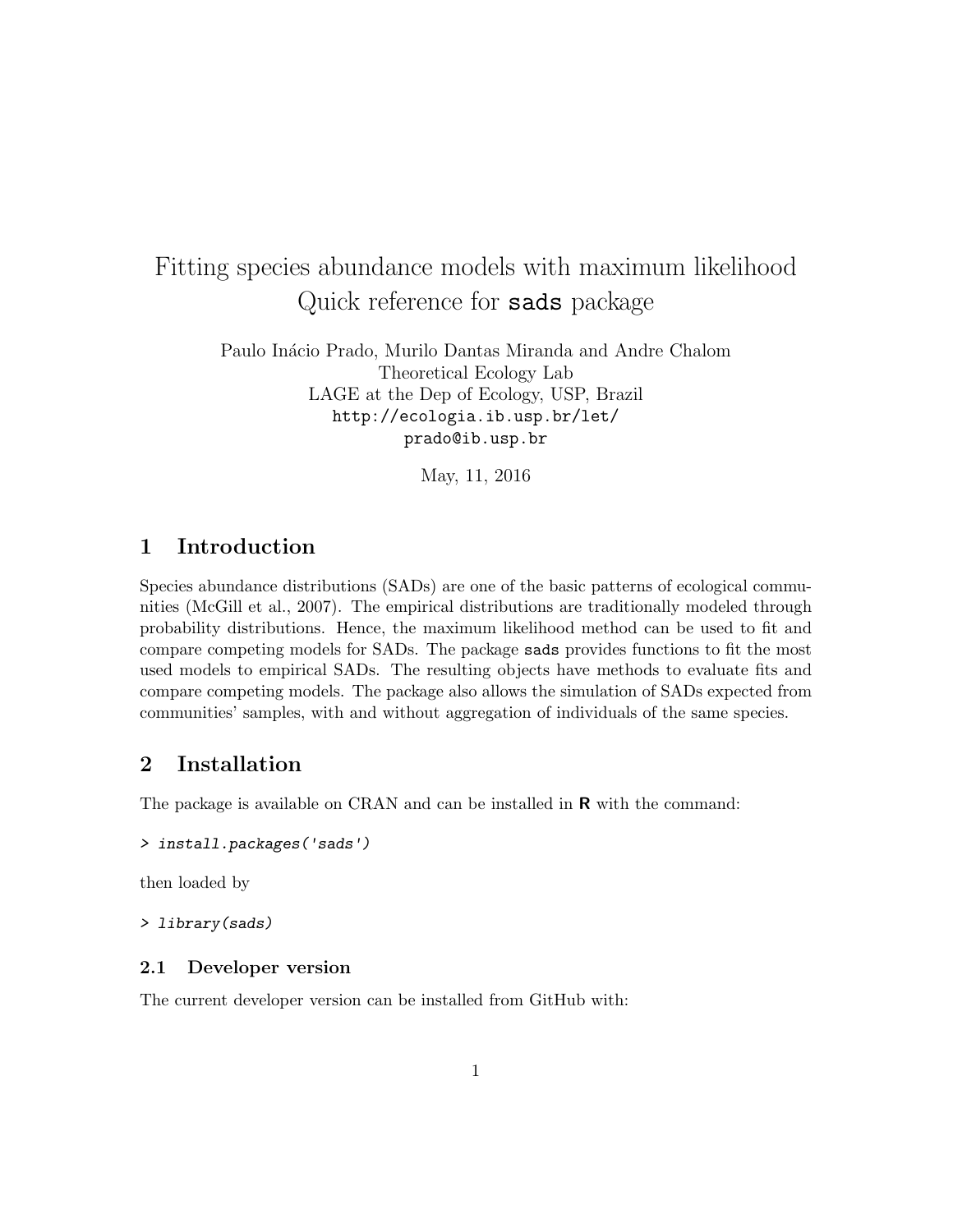# Fitting species abundance models with maximum likelihood Quick reference for `sads` package

Paulo Inácio Prado, Murilo Dantas Miranda and Andre Chalom
Theoretical Ecology Lab
LAGE at the Dep of Ecology, USP, Brazil
`http://ecologia.ib.usp.br/let/`
`prado@ib.usp.br`

May, 11, 2016

## 1 Introduction

Species abundance distributions (SADs) are one of the basic patterns of ecological communities (McGill et al., 2007). The empirical distributions are traditionally modeled through probability distributions. Hence, the maximum likelihood method can be used to fit and compare competing models for SADs. The package `sads` provides functions to fit the most used models to empirical SADs. The resulting objects have methods to evaluate fits and compare competing models. The package also allows the simulation of SADs expected from communities' samples, with and without aggregation of individuals of the same species.

## 2 Installation

The package is available on CRAN and can be installed in **R** with the command:

```
> install.packages('sads')
```

then loaded by

```
> library(sads)
```

### 2.1 Developer version

The current developer version can be installed from GitHub with: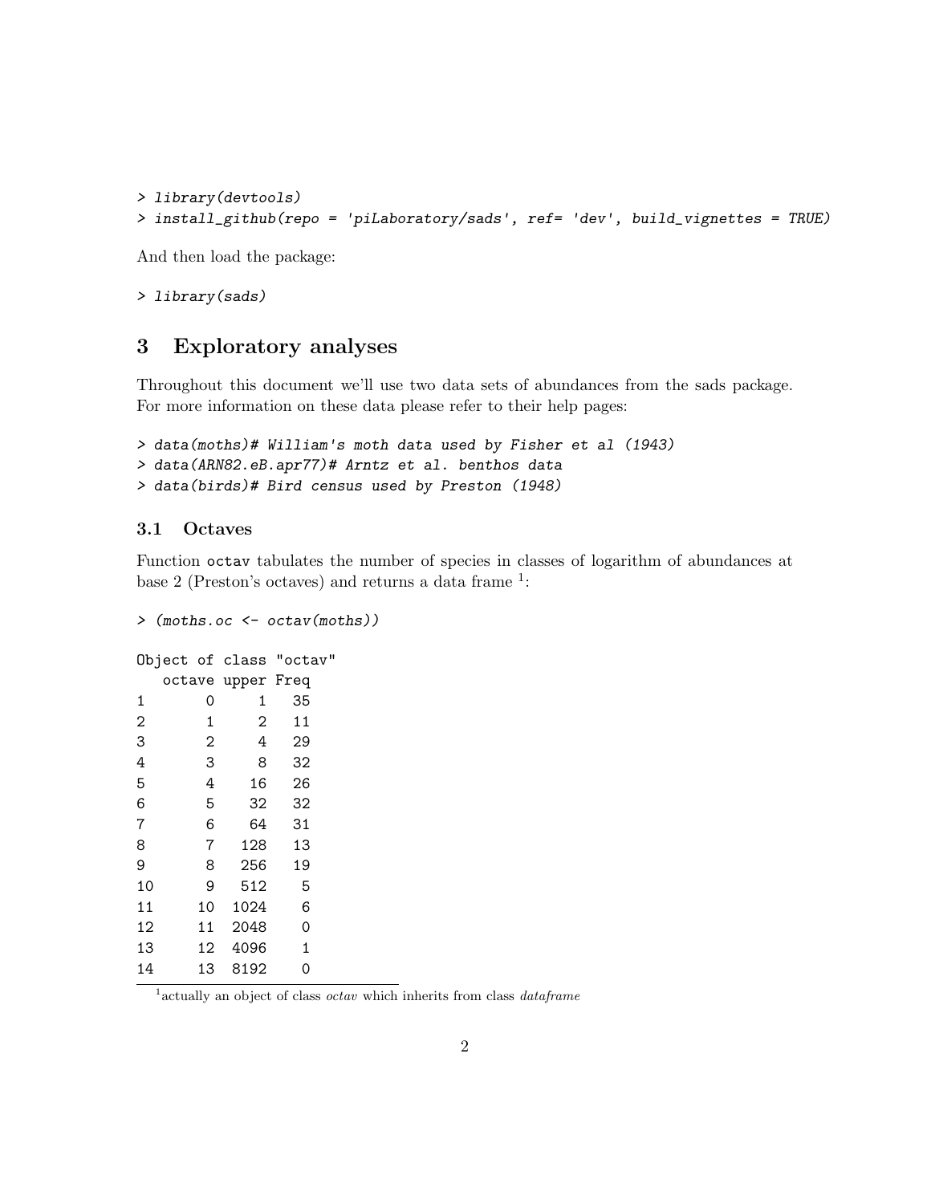```
> library(devtools)
> install_github(repo = 'piLaboratory/sads', ref= 'dev', build_vignettes = TRUE)
```

And then load the package:

```
> library(sads)
```

## 3 Exploratory analyses

Throughout this document we'll use two data sets of abundances from the sads package. For more information on these data please refer to their help pages:

```
> data(moths)# William's moth data used by Fisher et al (1943)
> data(ARN82.eB.apr77)# Arntz et al. benthos data
> data(birds)# Bird census used by Preston (1948)
```

### 3.1 Octaves

Function `octav` tabulates the number of species in classes of logarithm of abundances at base 2 (Preston's octaves) and returns a data frame [1]:

```
> (moths.oc <- octav(moths))

Object of class "octav"
   octave upper Freq
1       0     1   35
2       1     2   11
3       2     4   29
4       3     8   32
5       4    16   26
6       5    32   32
7       6    64   31
8       7   128   13
9       8   256   19
10      9   512    5
11     10  1024    6
12     11  2048    0
13     12  4096    1
14     13  8192    0
```

[1] actually an object of class *octav* which inherits from class *dataframe*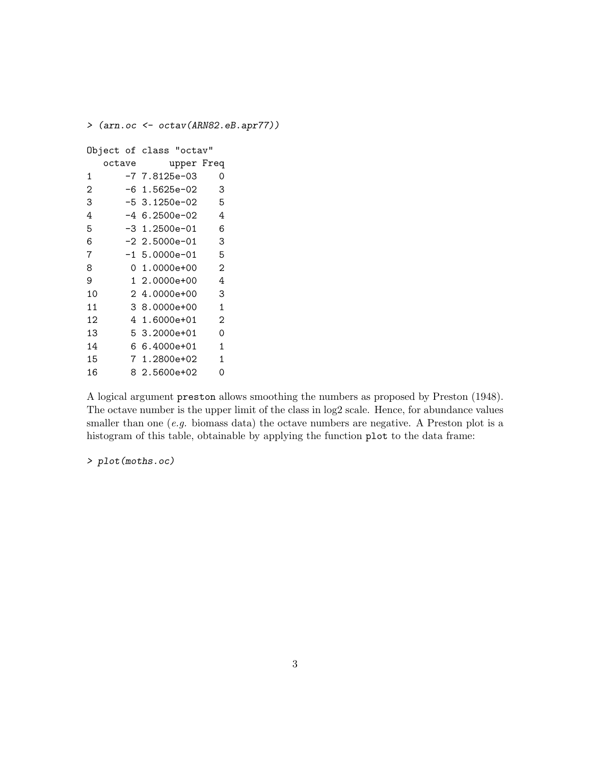```
> (arn.oc <- octav(ARN82.eB.apr77))

Object of class "octav"
   octave       upper Freq
1      -7 7.8125e-03    0
2      -6 1.5625e-02    3
3      -5 3.1250e-02    5
4      -4 6.2500e-02    4
5      -3 1.2500e-01    6
6      -2 2.5000e-01    3
7      -1 5.0000e-01    5
8       0 1.0000e+00    2
9       1 2.0000e+00    4
10      2 4.0000e+00    3
11      3 8.0000e+00    1
12      4 1.6000e+01    2
13      5 3.2000e+01    0
14      6 6.4000e+01    1
15      7 1.2800e+02    1
16      8 2.5600e+02    0
```

A logical argument `preston` allows smoothing the numbers as proposed by Preston (1948). The octave number is the upper limit of the class in log2 scale. Hence, for abundance values smaller than one (*e.g.* biomass data) the octave numbers are negative. A Preston plot is a histogram of this table, obtainable by applying the function `plot` to the data frame:

```
> plot(moths.oc)
```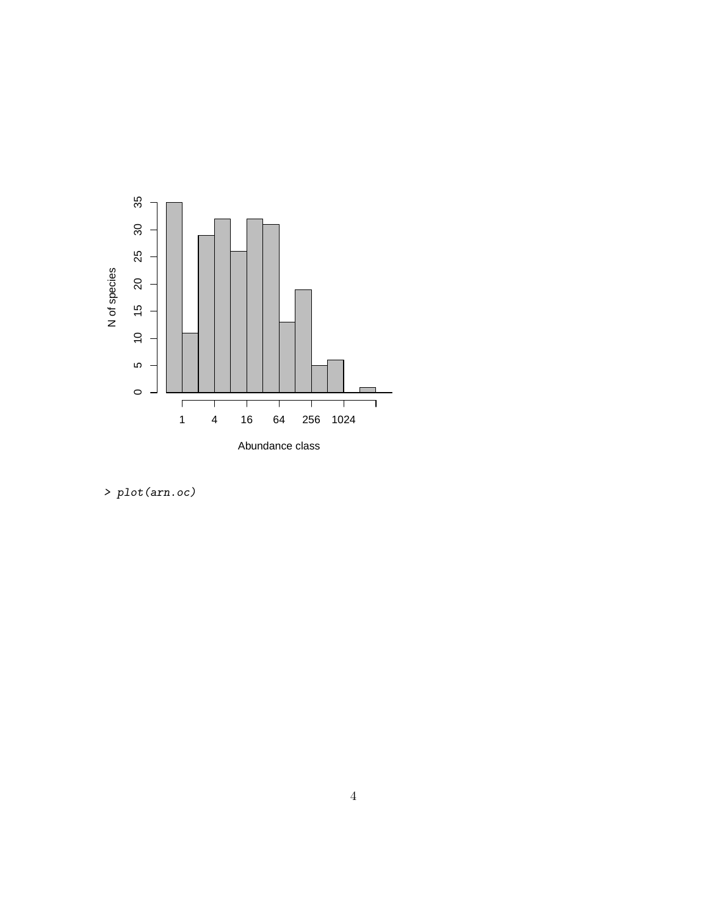```
> plot(arn.oc)
```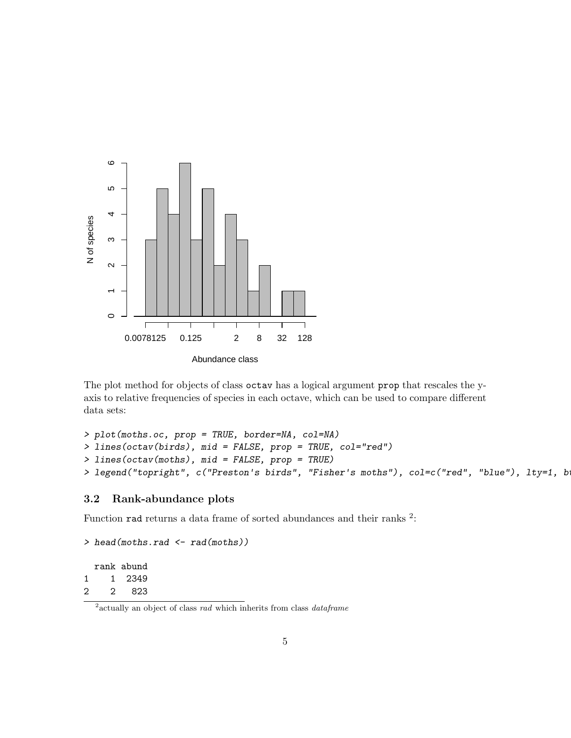The plot method for objects of class `octav` has a logical argument `prop` that rescales the y-axis to relative frequencies of species in each octave, which can be used to compare different data sets:

```
> plot(moths.oc, prop = TRUE, border=NA, col=NA)
> lines(octav(birds), mid = FALSE, prop = TRUE, col="red")
> lines(octav(moths), mid = FALSE, prop = TRUE)
> legend("topright", c("Preston's birds", "Fisher's moths"), col=c("red", "blue"), lty=1, bt
```

### 3.2 Rank-abundance plots

Function `rad` returns a data frame of sorted abundances and their ranks [2]:

```
> head(moths.rad <- rad(moths))

  rank abund
1    1  2349
2    2   823
```

[2] actually an object of class *rad* which inherits from class *dataframe*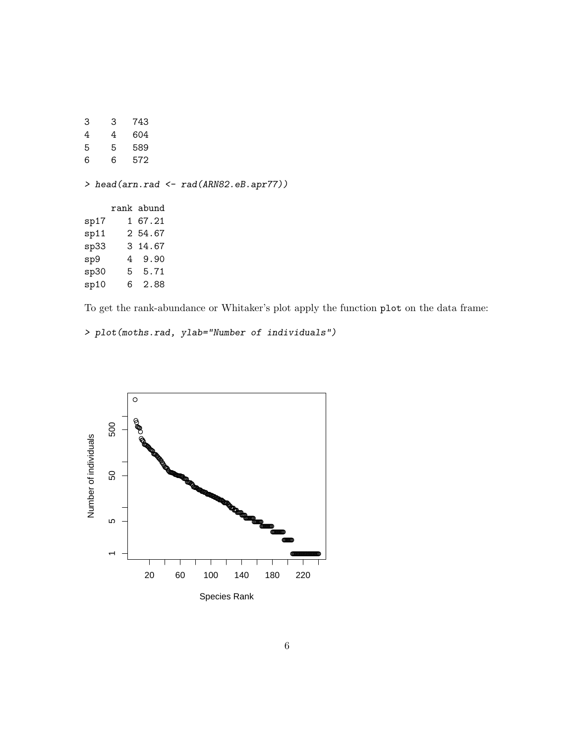```
3     3   743
4     4   604
5     5   589
6     6   572
```

```
> head(arn.rad <- rad(ARN82.eB.apr77))

     rank abund
sp17    1 67.21
sp11    2 54.67
sp33    3 14.67
sp9     4  9.90
sp30    5  5.71
sp10    6  2.88
```

To get the rank-abundance or Whitaker's plot apply the function `plot` on the data frame:

```
> plot(moths.rad, ylab="Number of individuals")
```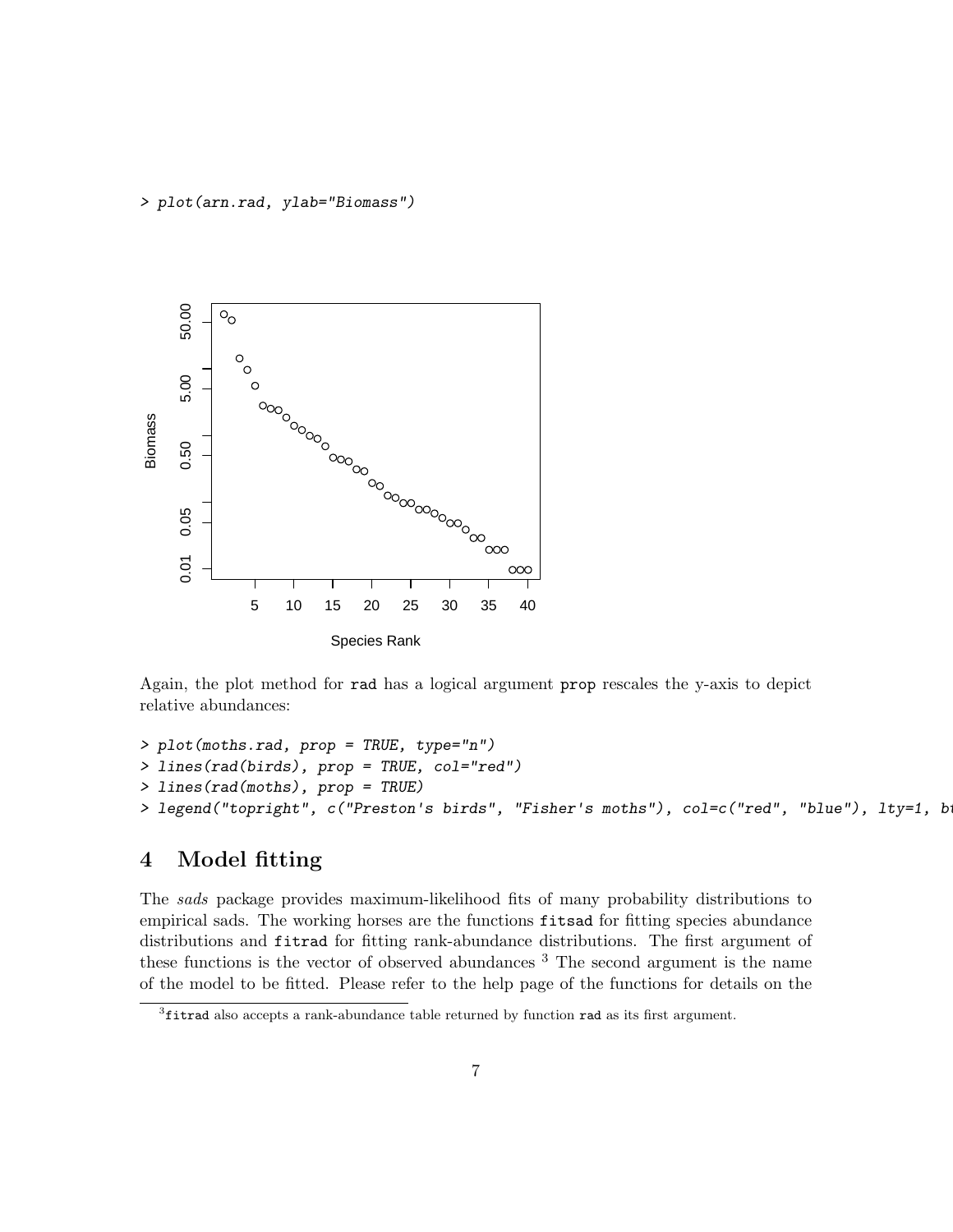```
> plot(arn.rad, ylab="Biomass")
```

Again, the plot method for `rad` has a logical argument `prop` rescales the y-axis to depict relative abundances:

```
> plot(moths.rad, prop = TRUE, type="n")
> lines(rad(birds), prop = TRUE, col="red")
> lines(rad(moths), prop = TRUE)
> legend("topright", c("Preston's birds", "Fisher's moths"), col=c("red", "blue"), lty=1, bt
```

## 4 Model fitting

The *sads* package provides maximum-likelihood fits of many probability distributions to empirical sads. The working horses are the functions `fitsad` for fitting species abundance distributions and `fitrad` for fitting rank-abundance distributions. The first argument of these functions is the vector of observed abundances [3] The second argument is the name of the model to be fitted. Please refer to the help page of the functions for details on the

[3] `fitrad` also accepts a rank-abundance table returned by function `rad` as its first argument.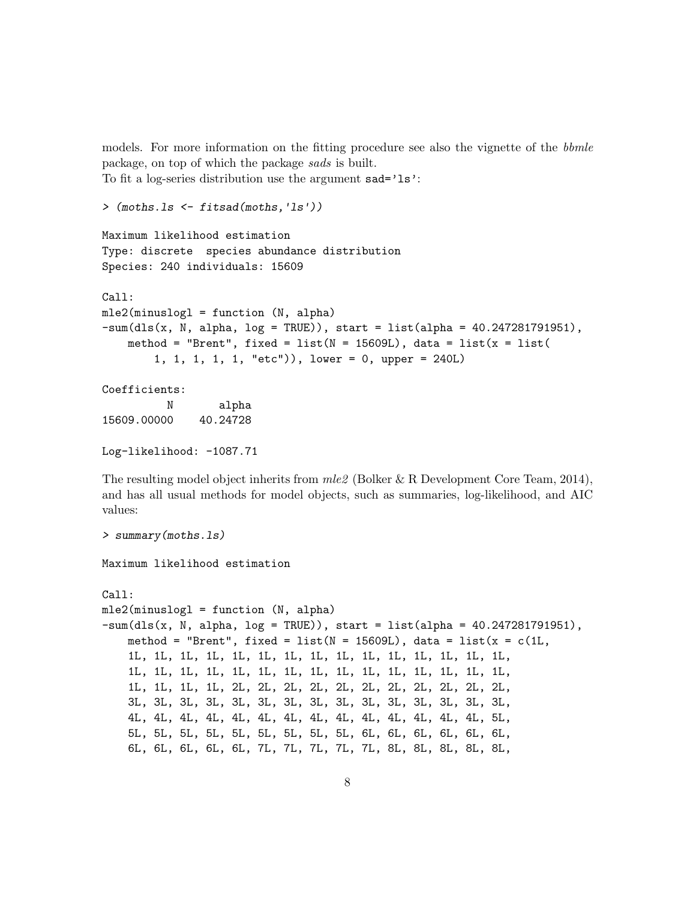models. For more information on the fitting procedure see also the vignette of the *bbmle* package, on top of which the package *sads* is built.
To fit a log-series distribution use the argument `sad='ls'`:

```
> (moths.ls <- fitsad(moths,'ls'))

Maximum likelihood estimation
Type: discrete  species abundance distribution
Species: 240 individuals: 15609

Call:
mle2(minuslogl = function (N, alpha)
-sum(dls(x, N, alpha, log = TRUE)), start = list(alpha = 40.247281791951),
    method = "Brent", fixed = list(N = 15609L), data = list(x = list(
        1, 1, 1, 1, 1, "etc")), lower = 0, upper = 240L)

Coefficients:
          N       alpha
15609.00000    40.24728

Log-likelihood: -1087.71
```

The resulting model object inherits from *mle2* (Bolker & R Development Core Team, 2014), and has all usual methods for model objects, such as summaries, log-likelihood, and AIC values:

```
> summary(moths.ls)

Maximum likelihood estimation

Call:
mle2(minuslogl = function (N, alpha)
-sum(dls(x, N, alpha, log = TRUE)), start = list(alpha = 40.247281791951),
    method = "Brent", fixed = list(N = 15609L), data = list(x = c(1L,
    1L, 1L, 1L, 1L, 1L, 1L, 1L, 1L, 1L, 1L, 1L, 1L, 1L, 1L, 1L,
    1L, 1L, 1L, 1L, 1L, 1L, 1L, 1L, 1L, 1L, 1L, 1L, 1L, 1L, 1L,
    1L, 1L, 1L, 1L, 2L, 2L, 2L, 2L, 2L, 2L, 2L, 2L, 2L, 2L, 2L,
    3L, 3L, 3L, 3L, 3L, 3L, 3L, 3L, 3L, 3L, 3L, 3L, 3L, 3L, 3L,
    4L, 4L, 4L, 4L, 4L, 4L, 4L, 4L, 4L, 4L, 4L, 4L, 4L, 4L, 5L,
    5L, 5L, 5L, 5L, 5L, 5L, 5L, 5L, 5L, 6L, 6L, 6L, 6L, 6L, 6L,
    6L, 6L, 6L, 6L, 6L, 7L, 7L, 7L, 7L, 7L, 8L, 8L, 8L, 8L, 8L,
```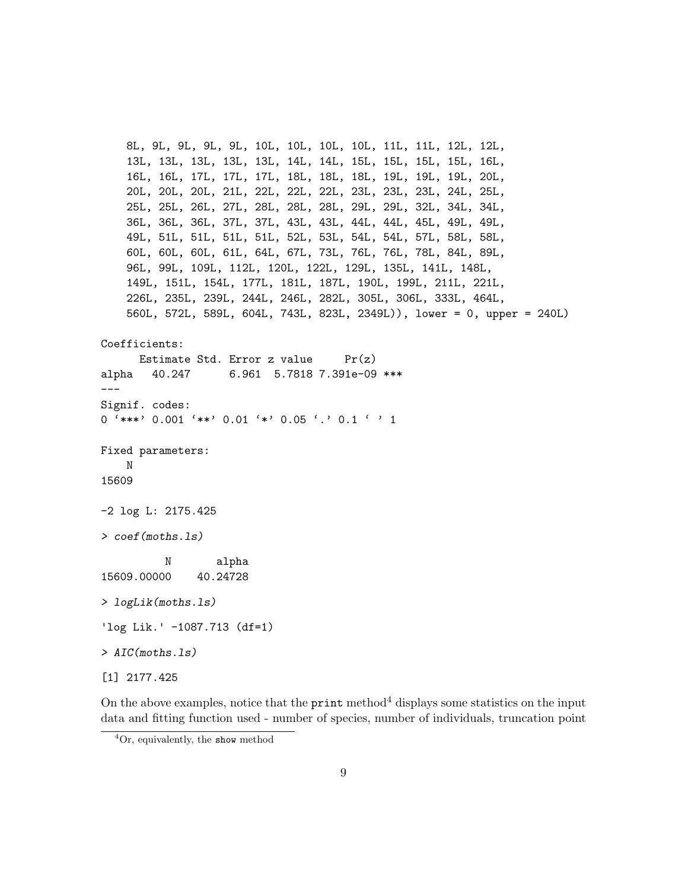```
    8L, 9L, 9L, 9L, 9L, 10L, 10L, 10L, 10L, 11L, 11L, 12L, 12L,
    13L, 13L, 13L, 13L, 13L, 14L, 14L, 15L, 15L, 15L, 15L, 16L,
    16L, 16L, 17L, 17L, 17L, 18L, 18L, 18L, 19L, 19L, 19L, 20L,
    20L, 20L, 20L, 21L, 22L, 22L, 22L, 23L, 23L, 23L, 24L, 25L,
    25L, 25L, 26L, 27L, 28L, 28L, 28L, 29L, 29L, 32L, 34L, 34L,
    36L, 36L, 36L, 37L, 37L, 43L, 43L, 44L, 44L, 45L, 49L, 49L,
    49L, 51L, 51L, 51L, 51L, 52L, 53L, 54L, 54L, 57L, 58L, 58L,
    60L, 60L, 60L, 61L, 64L, 67L, 73L, 76L, 76L, 78L, 84L, 89L,
    96L, 99L, 109L, 112L, 120L, 122L, 129L, 135L, 141L, 148L,
    149L, 151L, 154L, 177L, 181L, 187L, 190L, 199L, 211L, 221L,
    226L, 235L, 239L, 244L, 246L, 282L, 305L, 306L, 333L, 464L,
    560L, 572L, 589L, 604L, 743L, 823L, 2349L)), lower = 0, upper = 240L)

Coefficients:
      Estimate Std. Error z value     Pr(z)
alpha   40.247      6.961  5.7818 7.391e-09 ***
---
Signif. codes:
0 '***' 0.001 '**' 0.01 '*' 0.05 '.' 0.1 ' ' 1

Fixed parameters:
    N
15609

-2 log L: 2175.425

> coef(moths.ls)

          N       alpha
15609.00000    40.24728

> logLik(moths.ls)

'log Lik.' -1087.713 (df=1)

> AIC(moths.ls)

[1] 2177.425
```

On the above examples, notice that the `print` method[4] displays some statistics on the input data and fitting function used - number of species, number of individuals, truncation point

[4] Or, equivalently, the `show` method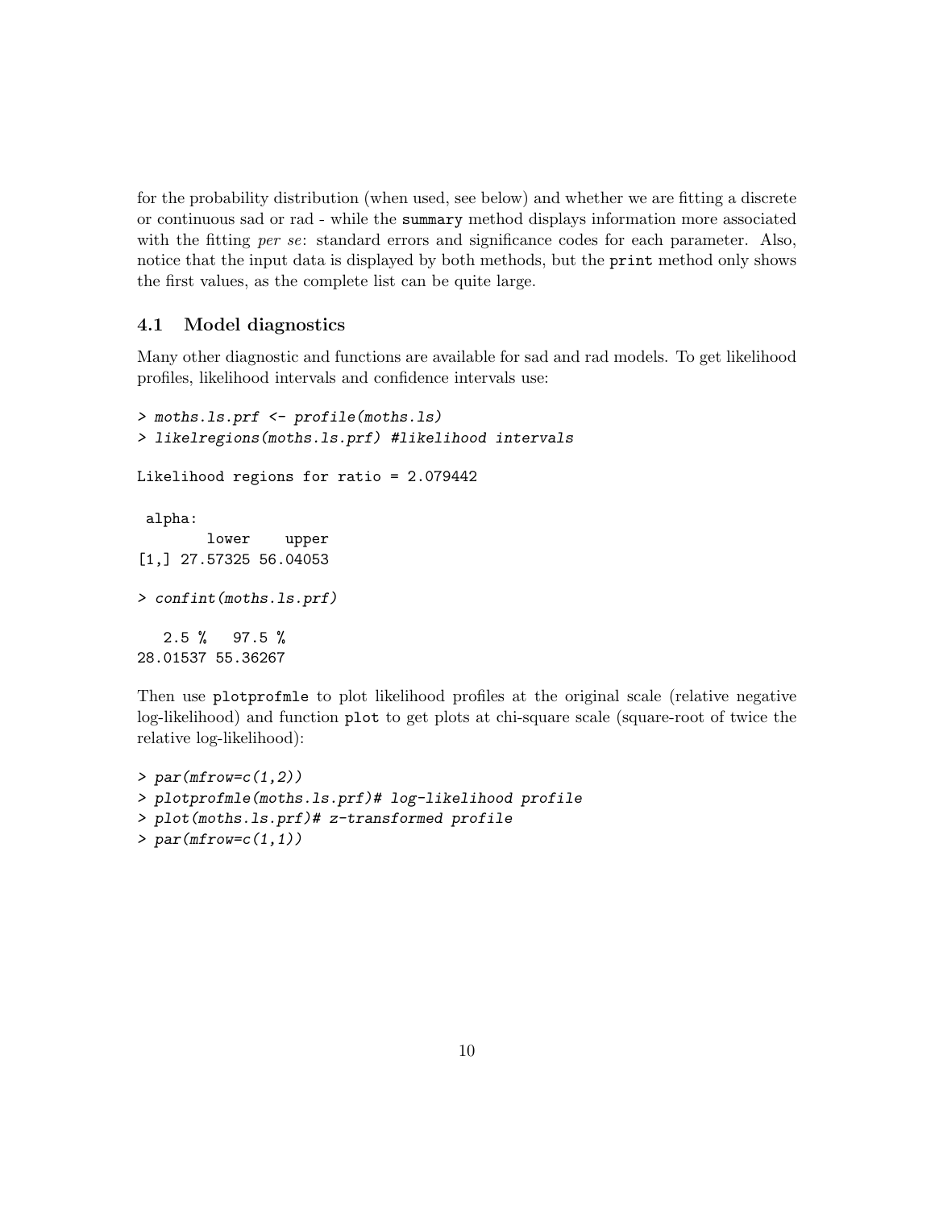for the probability distribution (when used, see below) and whether we are fitting a discrete or continuous sad or rad - while the `summary` method displays information more associated with the fitting *per se*: standard errors and significance codes for each parameter. Also, notice that the input data is displayed by both methods, but the `print` method only shows the first values, as the complete list can be quite large.

### 4.1 Model diagnostics

Many other diagnostic and functions are available for sad and rad models. To get likelihood profiles, likelihood intervals and confidence intervals use:

```
> moths.ls.prf <- profile(moths.ls)
> likelregions(moths.ls.prf) #likelihood intervals

Likelihood regions for ratio = 2.079442

 alpha:
        lower    upper
[1,] 27.57325 56.04053

> confint(moths.ls.prf)

   2.5 %   97.5 %
28.01537 55.36267
```

Then use `plotprofmle` to plot likelihood profiles at the original scale (relative negative log-likelihood) and function `plot` to get plots at chi-square scale (square-root of twice the relative log-likelihood):

```
> par(mfrow=c(1,2))
> plotprofmle(moths.ls.prf)# log-likelihood profile
> plot(moths.ls.prf)# z-transformed profile
> par(mfrow=c(1,1))
```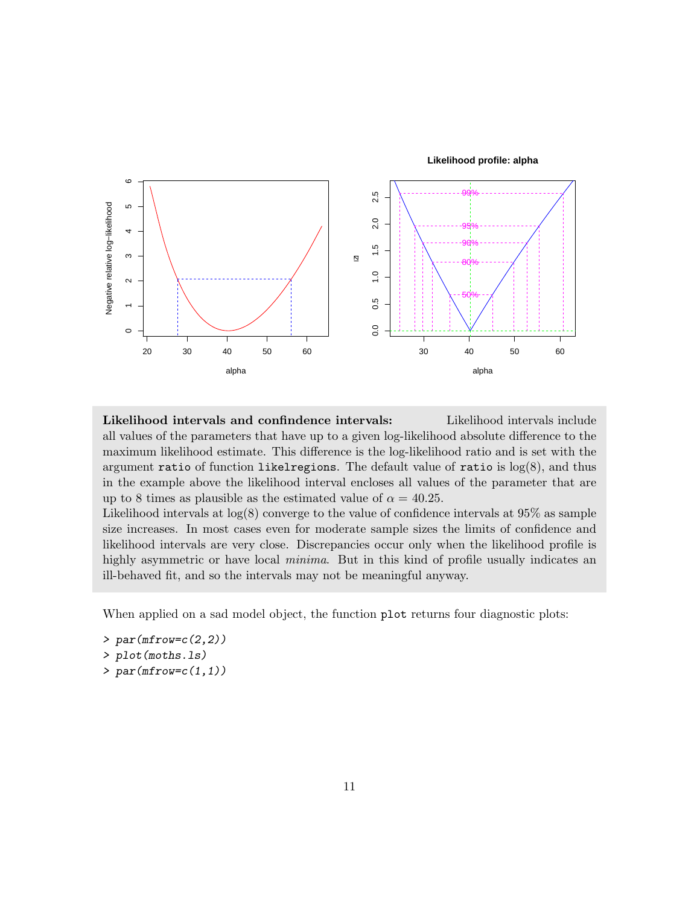**Likelihood intervals and confindence intervals:** Likelihood intervals include all values of the parameters that have up to a given log-likelihood absolute difference to the maximum likelihood estimate. This difference is the log-likelihood ratio and is set with the argument `ratio` of function `likelregions`. The default value of `ratio` is $\log(8)$, and thus in the example above the likelihood interval encloses all values of the parameter that are up to 8 times as plausible as the estimated value of $\alpha = 40.25$.
Likelihood intervals at $\log(8)$ converge to the value of confidence intervals at 95% as sample size increases. In most cases even for moderate sample sizes the limits of confidence and likelihood intervals are very close. Discrepancies occur only when the likelihood profile is highly asymmetric or have local *minima*. But in this kind of profile usually indicates an ill-behaved fit, and so the intervals may not be meaningful anyway.

When applied on a sad model object, the function `plot` returns four diagnostic plots:

```
> par(mfrow=c(2,2))
> plot(moths.ls)
> par(mfrow=c(1,1))
```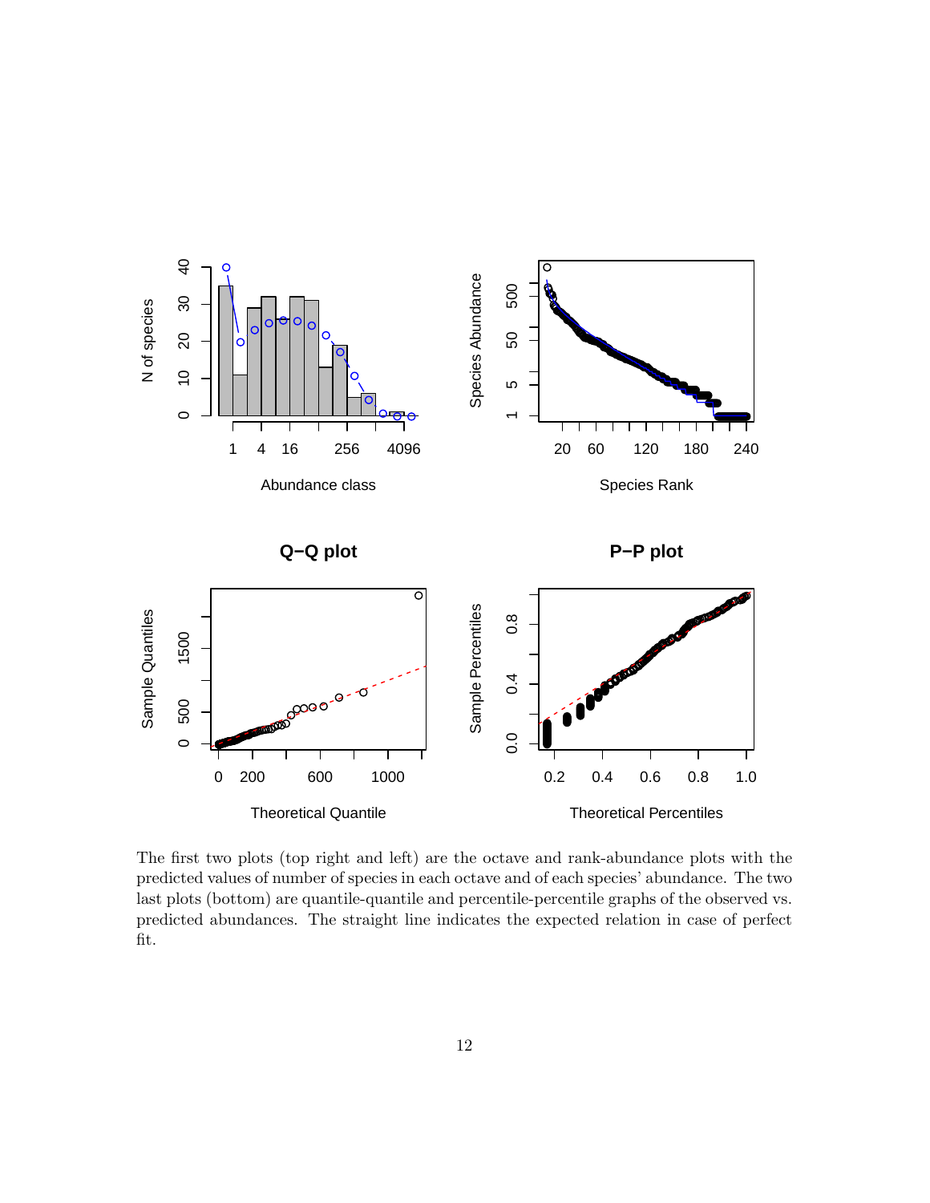The first two plots (top right and left) are the octave and rank-abundance plots with the predicted values of number of species in each octave and of each species' abundance. The two last plots (bottom) are quantile-quantile and percentile-percentile graphs of the observed vs. predicted abundances. The straight line indicates the expected relation in case of perfect fit.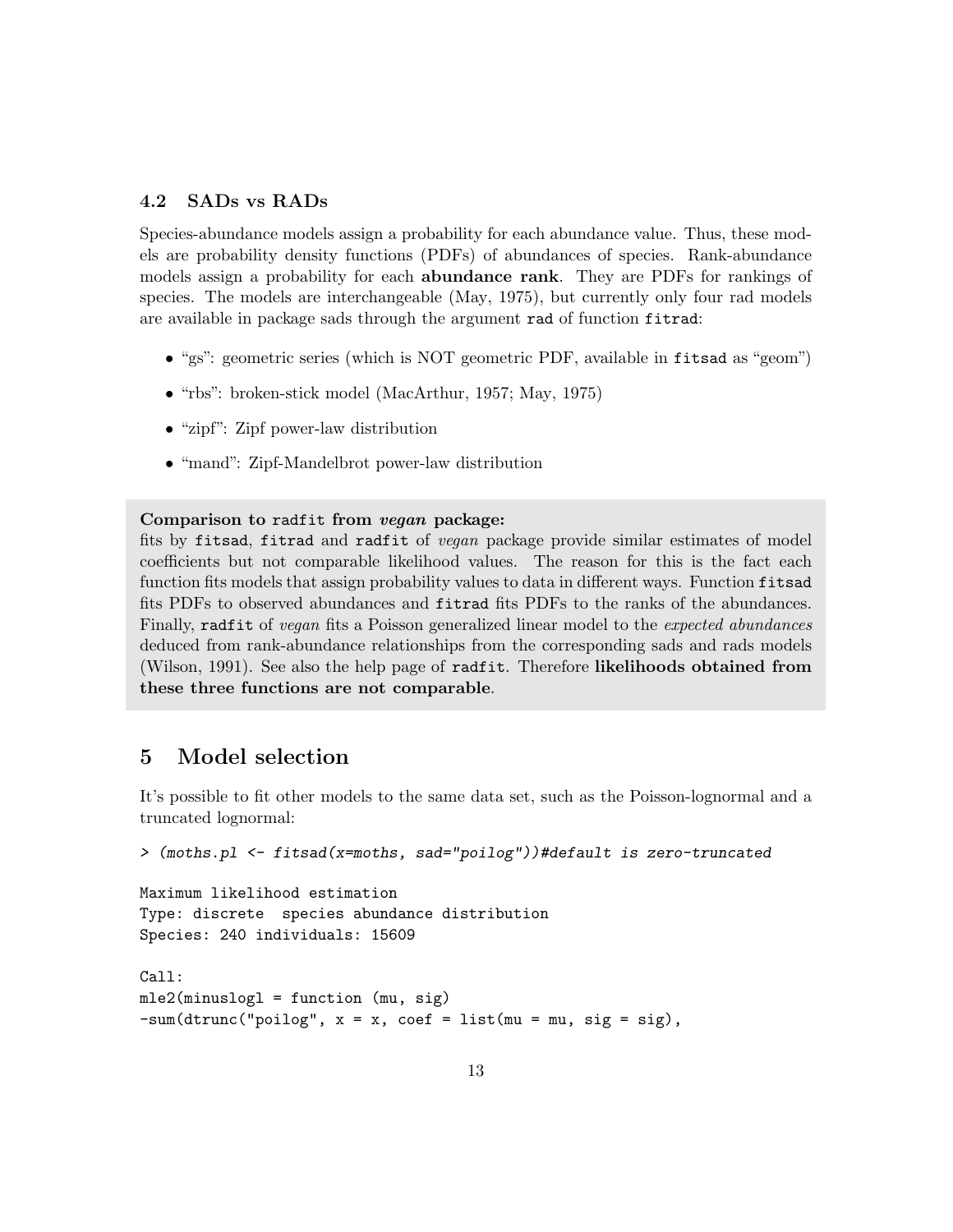### 4.2 SADs vs RADs

Species-abundance models assign a probability for each abundance value. Thus, these models are probability density functions (PDFs) of abundances of species. Rank-abundance models assign a probability for each **abundance rank**. They are PDFs for rankings of species. The models are interchangeable (May, 1975), but currently only four rad models are available in package sads through the argument `rad` of function `fitrad`:

- "gs": geometric series (which is NOT geometric PDF, available in `fitsad` as "geom")
- "rbs": broken-stick model (MacArthur, 1957; May, 1975)
- "zipf": Zipf power-law distribution
- "mand": Zipf-Mandelbrot power-law distribution

**Comparison to `radfit` from *vegan* package:**
fits by `fitsad`, `fitrad` and `radfit` of *vegan* package provide similar estimates of model coefficients but not comparable likelihood values. The reason for this is the fact each function fits models that assign probability values to data in different ways. Function `fitsad` fits PDFs to observed abundances and `fitrad` fits PDFs to the ranks of the abundances. Finally, `radfit` of *vegan* fits a Poisson generalized linear model to the *expected abundances* deduced from rank-abundance relationships from the corresponding sads and rads models (Wilson, 1991). See also the help page of `radfit`. Therefore **likelihoods obtained from these three functions are not comparable**.

## 5 Model selection

It's possible to fit other models to the same data set, such as the Poisson-lognormal and a truncated lognormal:

```
> (moths.pl <- fitsad(x=moths, sad="poilog"))#default is zero-truncated

Maximum likelihood estimation
Type: discrete  species abundance distribution
Species: 240 individuals: 15609

Call:
mle2(minuslogl = function (mu, sig)
-sum(dtrunc("poilog", x = x, coef = list(mu = mu, sig = sig),
```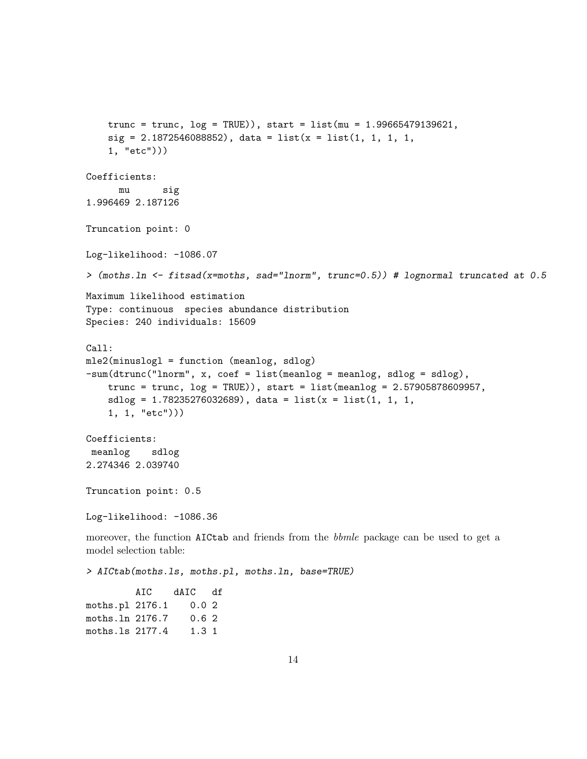```
    trunc = trunc, log = TRUE)), start = list(mu = 1.99665479139621,
    sig = 2.1872546088852), data = list(x = list(1, 1, 1, 1,
    1, "etc")))

Coefficients:
      mu      sig
1.996469 2.187126

Truncation point: 0

Log-likelihood: -1086.07

> (moths.ln <- fitsad(x=moths, sad="lnorm", trunc=0.5)) # lognormal truncated at 0.5

Maximum likelihood estimation
Type: continuous  species abundance distribution
Species: 240 individuals: 15609

Call:
mle2(minuslogl = function (meanlog, sdlog)
-sum(dtrunc("lnorm", x, coef = list(meanlog = meanlog, sdlog = sdlog),
    trunc = trunc, log = TRUE)), start = list(meanlog = 2.57905878609957,
    sdlog = 1.78235276032689), data = list(x = list(1, 1, 1,
    1, 1, "etc")))

Coefficients:
 meanlog    sdlog
2.274346 2.039740

Truncation point: 0.5

Log-likelihood: -1086.36
```

moreover, the function `AICtab` and friends from the *bbmle* package can be used to get a model selection table:

```
> AICtab(moths.ls, moths.pl, moths.ln, base=TRUE)

         AIC    dAIC   df
moths.pl 2176.1    0.0 2
moths.ln 2176.7    0.6 2
moths.ls 2177.4    1.3 1
```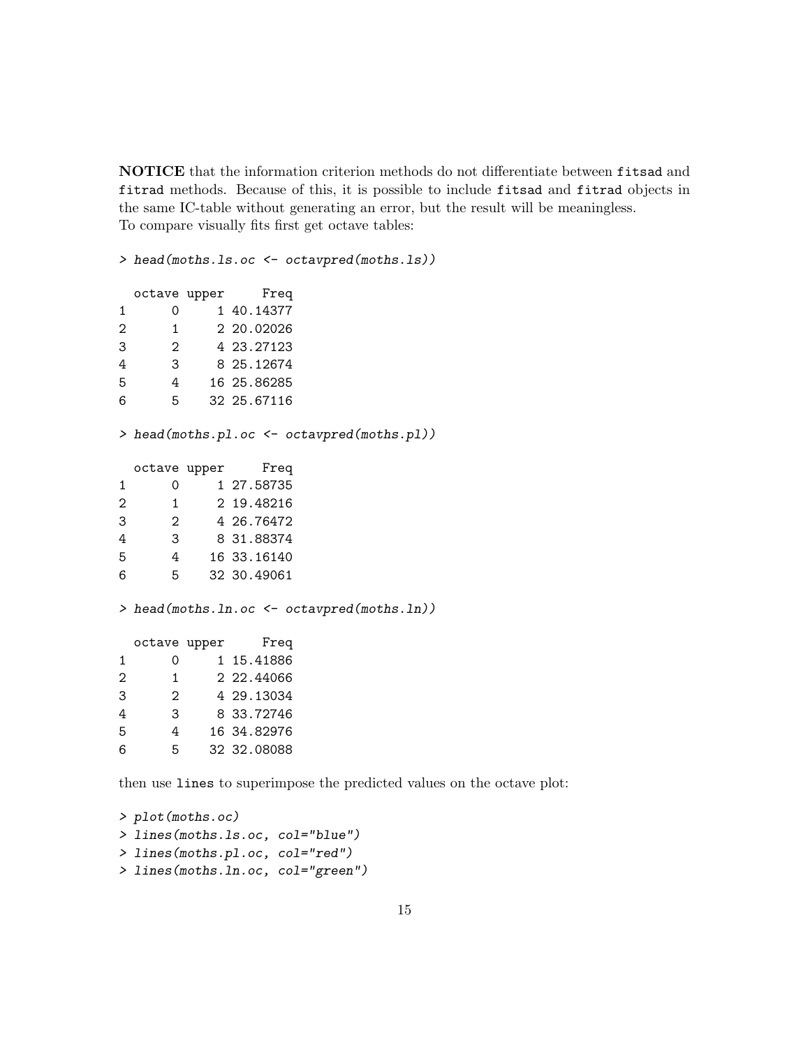**NOTICE** that the information criterion methods do not differentiate between `fitsad` and `fitrad` methods. Because of this, it is possible to include `fitsad` and `fitrad` objects in the same IC-table without generating an error, but the result will be meaningless.
To compare visually fits first get octave tables:

```
> head(moths.ls.oc <- octavpred(moths.ls))

  octave upper     Freq
1      0     1 40.14377
2      1     2 20.02026
3      2     4 23.27123
4      3     8 25.12674
5      4    16 25.86285
6      5    32 25.67116
```

```
> head(moths.pl.oc <- octavpred(moths.pl))

  octave upper     Freq
1      0     1 27.58735
2      1     2 19.48216
3      2     4 26.76472
4      3     8 31.88374
5      4    16 33.16140
6      5    32 30.49061
```

```
> head(moths.ln.oc <- octavpred(moths.ln))

  octave upper     Freq
1      0     1 15.41886
2      1     2 22.44066
3      2     4 29.13034
4      3     8 33.72746
5      4    16 34.82976
6      5    32 32.08088
```

then use `lines` to superimpose the predicted values on the octave plot:

```
> plot(moths.oc)
> lines(moths.ls.oc, col="blue")
> lines(moths.pl.oc, col="red")
> lines(moths.ln.oc, col="green")
```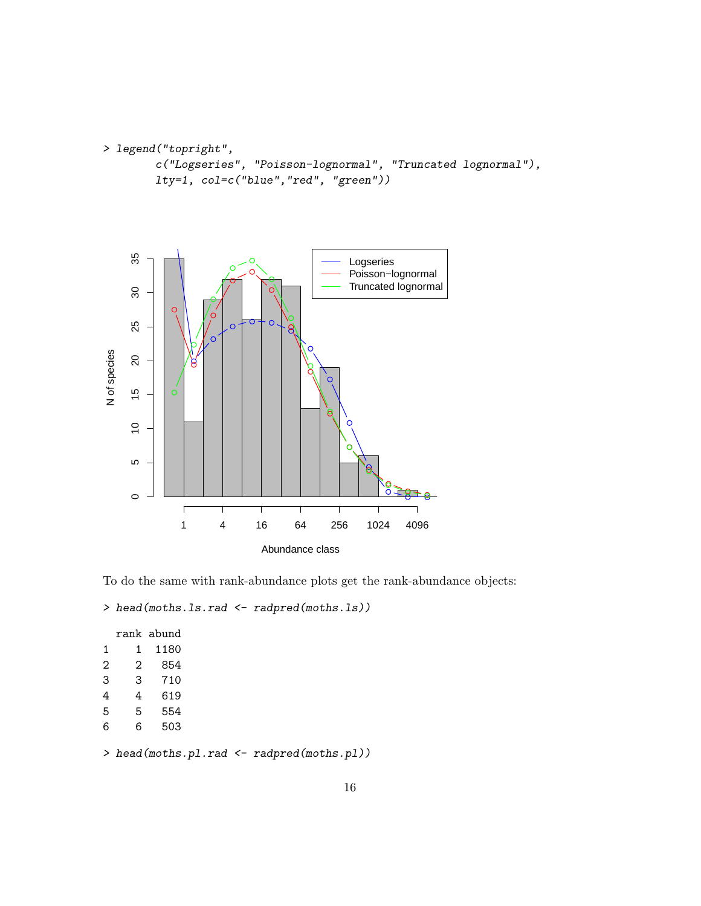```
> legend("topright",
         c("Logseries", "Poisson-lognormal", "Truncated lognormal"),
         lty=1, col=c("blue","red", "green"))
```

To do the same with rank-abundance plots get the rank-abundance objects:

```
> head(moths.ls.rad <- radpred(moths.ls))

  rank abund
1    1  1180
2    2   854
3    3   710
4    4   619
5    5   554
6    6   503

> head(moths.pl.rad <- radpred(moths.pl))
```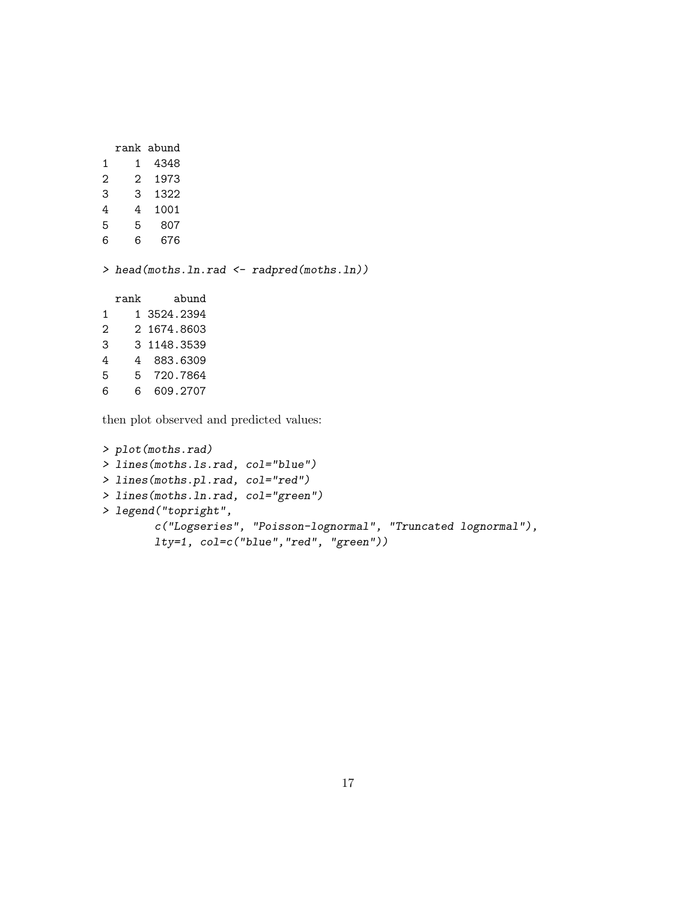```
  rank abund
1    1  4348
2    2  1973
3    3  1322
4    4  1001
5    5   807
6    6   676
```

```
> head(moths.ln.rad <- radpred(moths.ln))
```

```
  rank     abund
1    1 3524.2394
2    2 1674.8603
3    3 1148.3539
4    4  883.6309
5    5  720.7864
6    6  609.2707
```

then plot observed and predicted values:

```
> plot(moths.rad)
> lines(moths.ls.rad, col="blue")
> lines(moths.pl.rad, col="red")
> lines(moths.ln.rad, col="green")
> legend("topright",
        c("Logseries", "Poisson-lognormal", "Truncated lognormal"),
        lty=1, col=c("blue","red", "green"))
```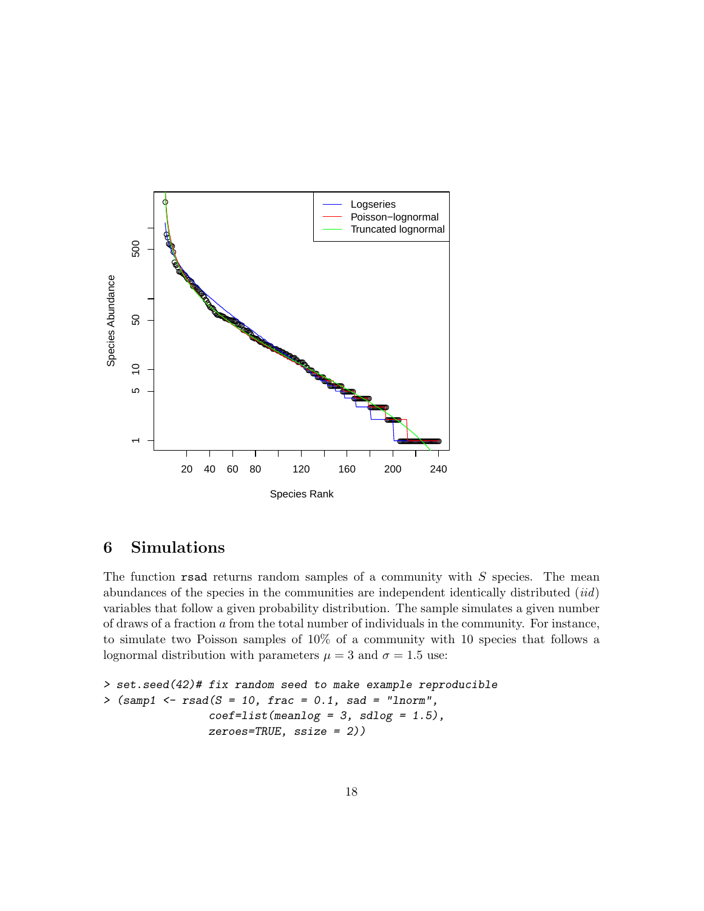## 6 Simulations

The function `rsad` returns random samples of a community with $S$ species. The mean abundances of the species in the communities are independent identically distributed (*iid*) variables that follow a given probability distribution. The sample simulates a given number of draws of a fraction $a$ from the total number of individuals in the community. For instance, to simulate two Poisson samples of 10% of a community with 10 species that follows a lognormal distribution with parameters $\mu = 3$ and $\sigma = 1.5$ use:

```
> set.seed(42)# fix random seed to make example reproducible
> (samp1 <- rsad(S = 10, frac = 0.1, sad = "lnorm",
               coef=list(meanlog = 3, sdlog = 1.5),
               zeroes=TRUE, ssize = 2))
```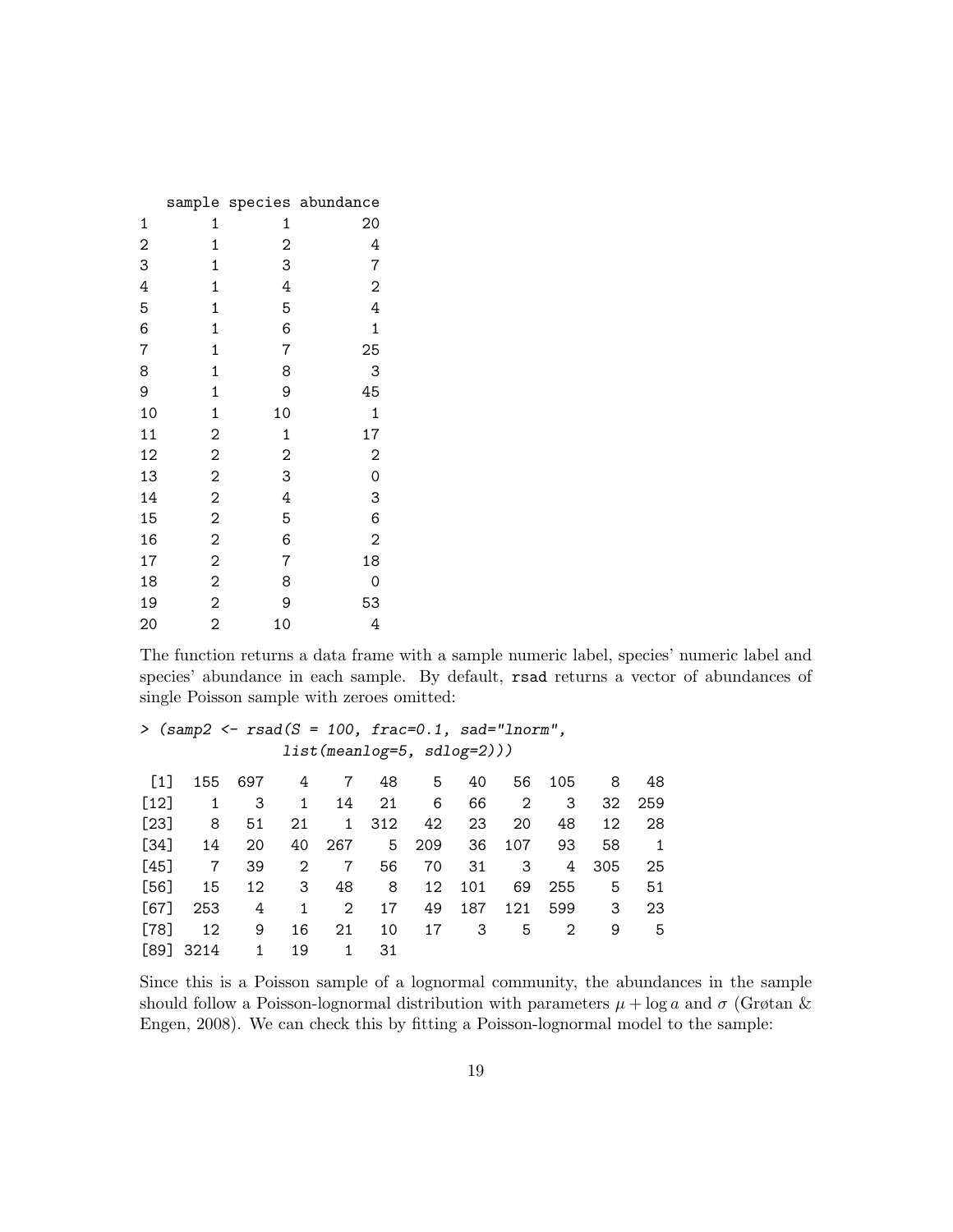```
   sample species abundance
1       1       1        20
2       1       2         4
3       1       3         7
4       1       4         2
5       1       5         4
6       1       6         1
7       1       7        25
8       1       8         3
9       1       9        45
10      1      10         1
11      2       1        17
12      2       2         2
13      2       3         0
14      2       4         3
15      2       5         6
16      2       6         2
17      2       7        18
18      2       8         0
19      2       9        53
20      2      10         4
```

The function returns a data frame with a sample numeric label, species' numeric label and species' abundance in each sample. By default, `rsad` returns a vector of abundances of single Poisson sample with zeroes omitted:

```
> (samp2 <- rsad(S = 100, frac=0.1, sad="lnorm",
                 list(meanlog=5, sdlog=2)))

 [1]  155  697    4    7   48    5   40   56  105    8   48
[12]    1    3    1   14   21    6   66    2    3   32  259
[23]    8   51   21    1  312   42   23   20   48   12   28
[34]   14   20   40  267    5  209   36  107   93   58    1
[45]    7   39    2    7   56   70   31    3    4  305   25
[56]   15   12    3   48    8   12  101   69  255    5   51
[67]  253    4    1    2   17   49  187  121  599    3   23
[78]   12    9   16   21   10   17    3    5    2    9    5
[89] 3214    1   19    1   31
```

Since this is a Poisson sample of a lognormal community, the abundances in the sample should follow a Poisson-lognormal distribution with parameters $\mu + \log a$ and $\sigma$ (Grøtan & Engen, 2008). We can check this by fitting a Poisson-lognormal model to the sample: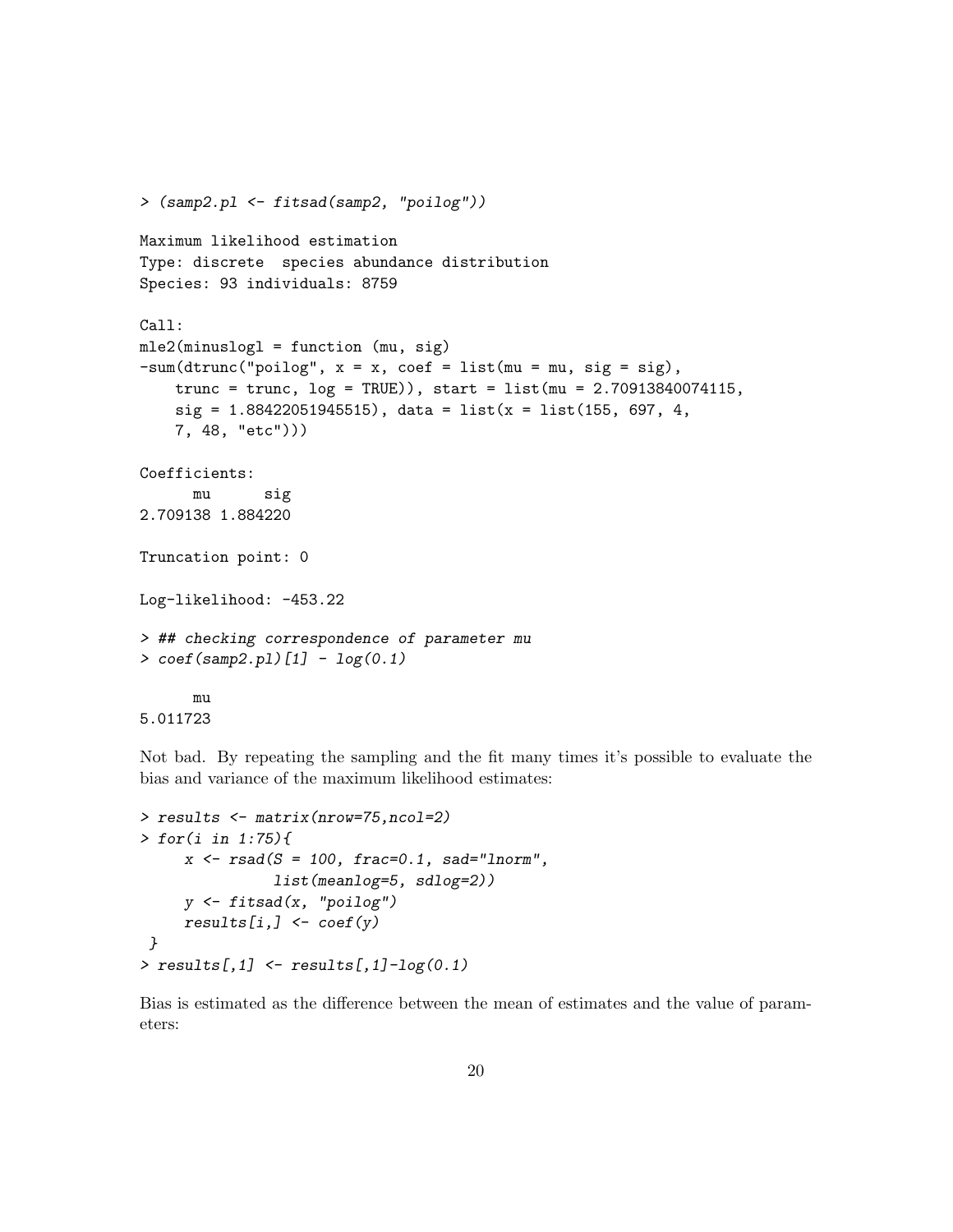```
> (samp2.pl <- fitsad(samp2, "poilog"))

Maximum likelihood estimation
Type: discrete  species abundance distribution
Species: 93 individuals: 8759

Call:
mle2(minuslogl = function (mu, sig)
-sum(dtrunc("poilog", x = x, coef = list(mu = mu, sig = sig),
    trunc = trunc, log = TRUE)), start = list(mu = 2.70913840074115,
    sig = 1.88422051945515), data = list(x = list(155, 697, 4,
    7, 48, "etc")))

Coefficients:
      mu      sig
2.709138 1.884220

Truncation point: 0

Log-likelihood: -453.22

> ## checking correspondence of parameter mu
> coef(samp2.pl)[1] - log(0.1)

      mu
5.011723
```

Not bad. By repeating the sampling and the fit many times it's possible to evaluate the bias and variance of the maximum likelihood estimates:

```
> results <- matrix(nrow=75,ncol=2)
> for(i in 1:75){
     x <- rsad(S = 100, frac=0.1, sad="lnorm",
               list(meanlog=5, sdlog=2))
     y <- fitsad(x, "poilog")
     results[i,] <- coef(y)
 }
> results[,1] <- results[,1]-log(0.1)
```

Bias is estimated as the difference between the mean of estimates and the value of parameters: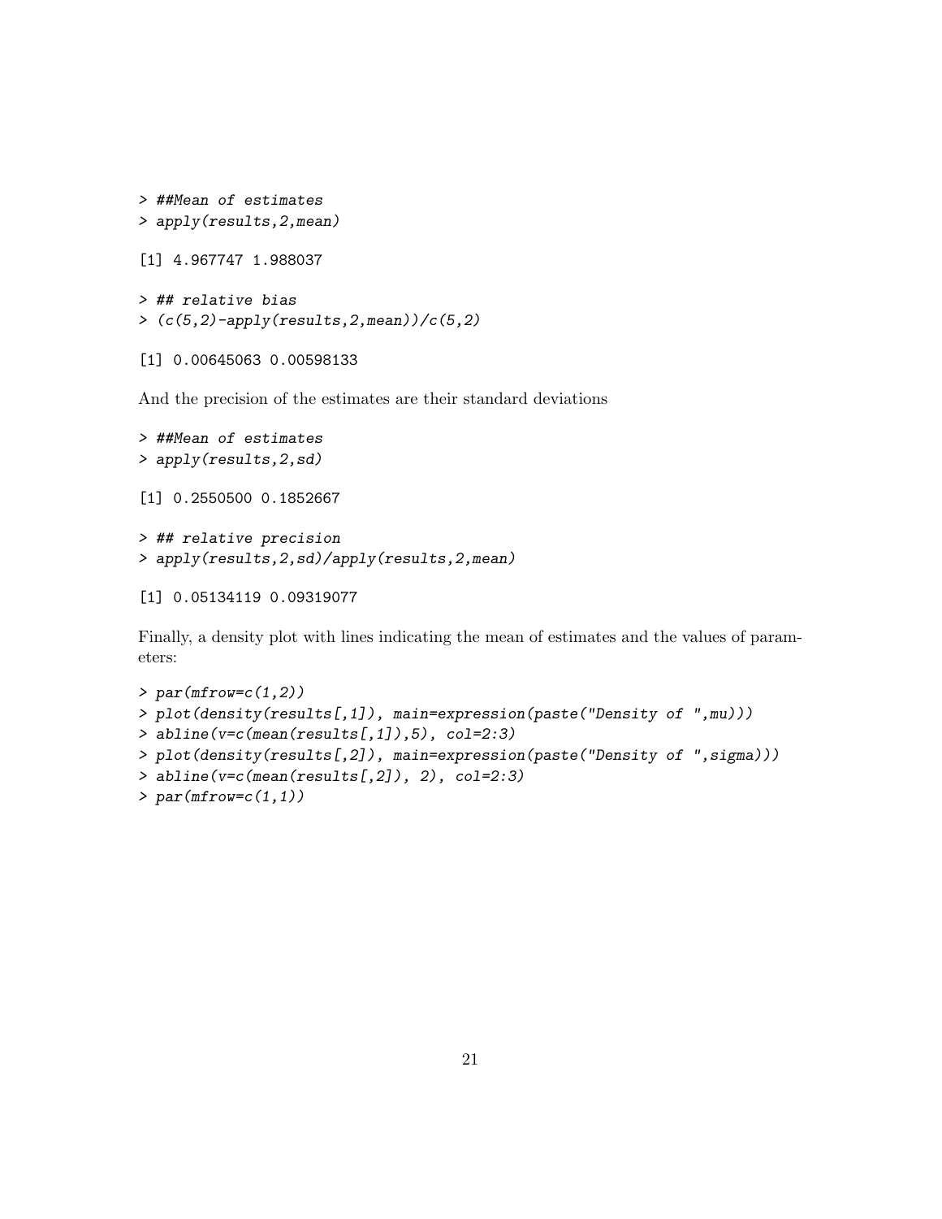```
> ##Mean of estimates
> apply(results,2,mean)

[1] 4.967747 1.988037

> ## relative bias
> (c(5,2)-apply(results,2,mean))/c(5,2)

[1] 0.00645063 0.00598133
```

And the precision of the estimates are their standard deviations

```
> ##Mean of estimates
> apply(results,2,sd)

[1] 0.2550500 0.1852667

> ## relative precision
> apply(results,2,sd)/apply(results,2,mean)

[1] 0.05134119 0.09319077
```

Finally, a density plot with lines indicating the mean of estimates and the values of parameters:

```
> par(mfrow=c(1,2))
> plot(density(results[,1]), main=expression(paste("Density of ",mu)))
> abline(v=c(mean(results[,1]),5), col=2:3)
> plot(density(results[,2]), main=expression(paste("Density of ",sigma)))
> abline(v=c(mean(results[,2]), 2), col=2:3)
> par(mfrow=c(1,1))
```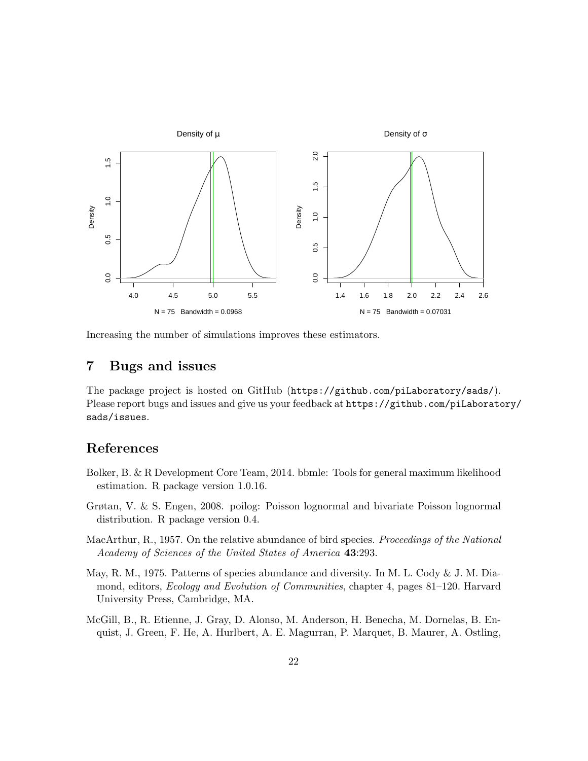Increasing the number of simulations improves these estimators.

## 7 Bugs and issues

The package project is hosted on GitHub (`https://github.com/piLaboratory/sads/`). Please report bugs and issues and give us your feedback at `https://github.com/piLaboratory/sads/issues`.

## References

Bolker, B. & R Development Core Team, 2014. bbmle: Tools for general maximum likelihood estimation. R package version 1.0.16.

Grøtan, V. & S. Engen, 2008. poilog: Poisson lognormal and bivariate Poisson lognormal distribution. R package version 0.4.

MacArthur, R., 1957. On the relative abundance of bird species. *Proceedings of the National Academy of Sciences of the United States of America* **43**:293.

May, R. M., 1975. Patterns of species abundance and diversity. In M. L. Cody & J. M. Diamond, editors, *Ecology and Evolution of Communities*, chapter 4, pages 81–120. Harvard University Press, Cambridge, MA.

McGill, B., R. Etienne, J. Gray, D. Alonso, M. Anderson, H. Benecha, M. Dornelas, B. Enquist, J. Green, F. He, A. Hurlbert, A. E. Magurran, P. Marquet, B. Maurer, A. Ostling,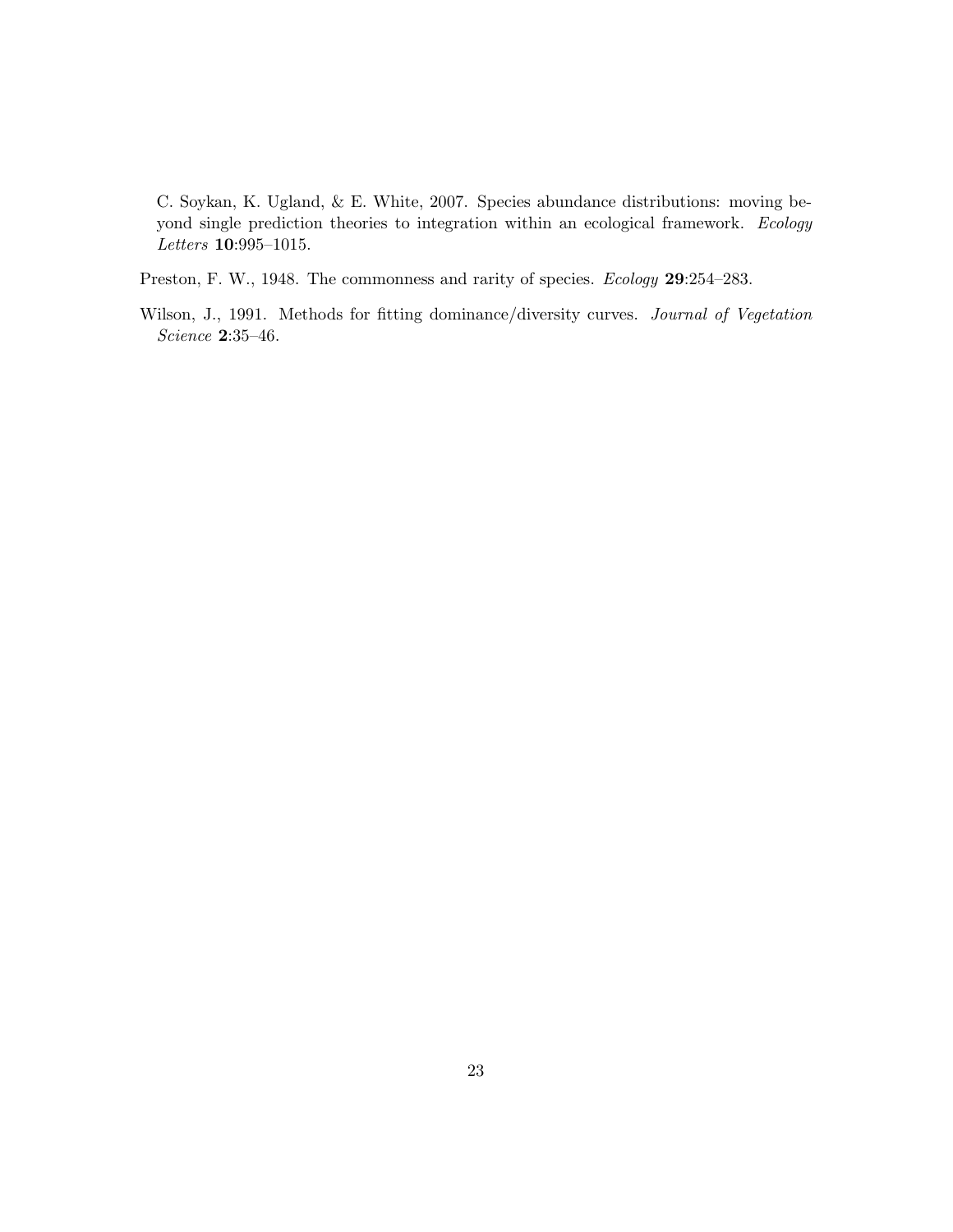C. Soykan, K. Ugland, & E. White, 2007. Species abundance distributions: moving beyond single prediction theories to integration within an ecological framework. *Ecology Letters* **10**:995–1015.

Preston, F. W., 1948. The commonness and rarity of species. *Ecology* **29**:254–283.

Wilson, J., 1991. Methods for fitting dominance/diversity curves. *Journal of Vegetation Science* **2**:35–46.